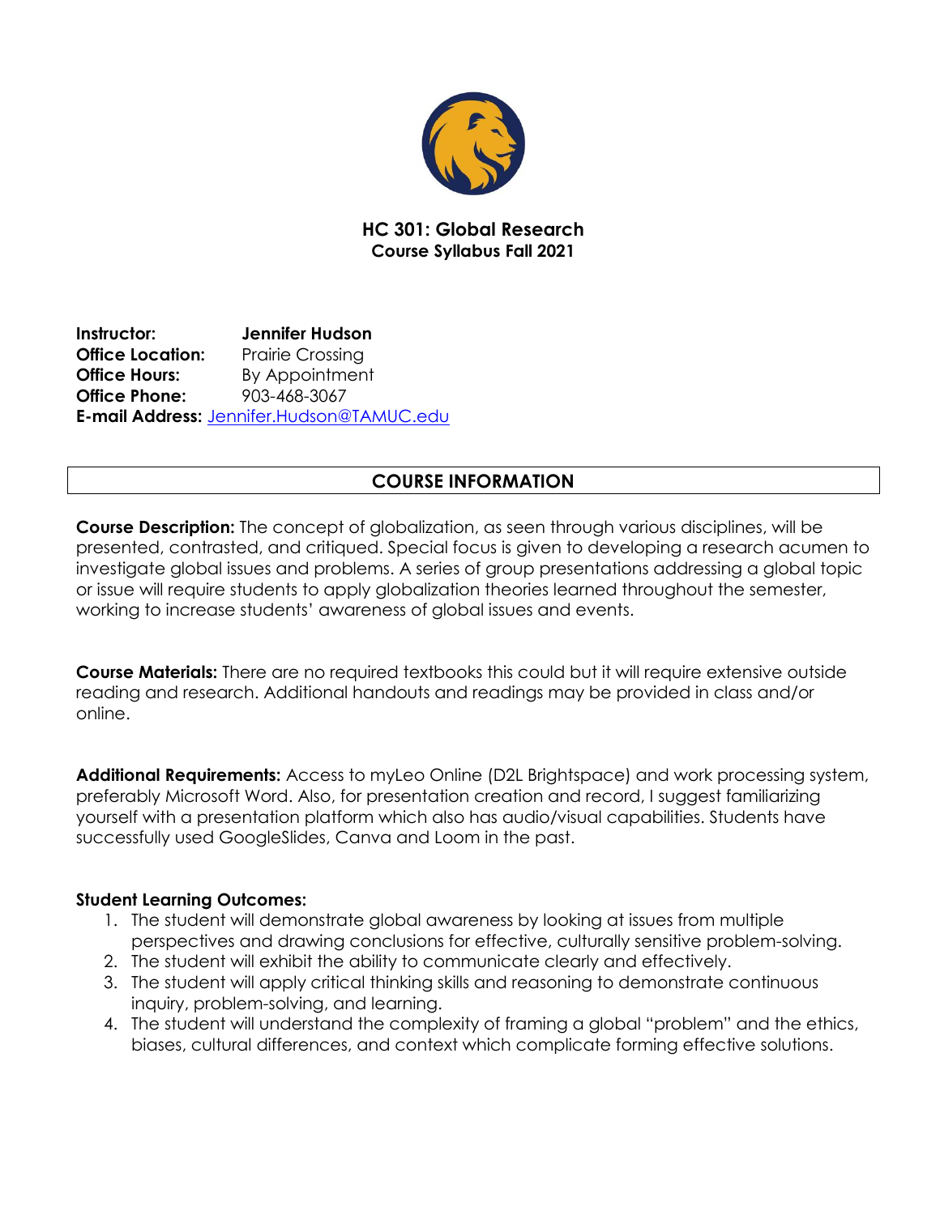# HC 301: Global Research

**Course Syllabus Fall 2021**

**Instructor:** **Jennifer Hudson**
**Office Location:** Prairie Crossing
**Office Hours:** By Appointment
**Office Phone:** 903-468-3067
**E-mail Address:** Jennifer.Hudson@TAMUC.edu

## COURSE INFORMATION

**Course Description:** The concept of globalization, as seen through various disciplines, will be presented, contrasted, and critiqued. Special focus is given to developing a research acumen to investigate global issues and problems. A series of group presentations addressing a global topic or issue will require students to apply globalization theories learned throughout the semester, working to increase students' awareness of global issues and events.

**Course Materials:** There are no required textbooks this could but it will require extensive outside reading and research. Additional handouts and readings may be provided in class and/or online.

**Additional Requirements:** Access to myLeo Online (D2L Brightspace) and work processing system, preferably Microsoft Word. Also, for presentation creation and record, I suggest familiarizing yourself with a presentation platform which also has audio/visual capabilities. Students have successfully used GoogleSlides, Canva and Loom in the past.

**Student Learning Outcomes:**

1. The student will demonstrate global awareness by looking at issues from multiple perspectives and drawing conclusions for effective, culturally sensitive problem-solving.
2. The student will exhibit the ability to communicate clearly and effectively.
3. The student will apply critical thinking skills and reasoning to demonstrate continuous inquiry, problem-solving, and learning.
4. The student will understand the complexity of framing a global "problem" and the ethics, biases, cultural differences, and context which complicate forming effective solutions.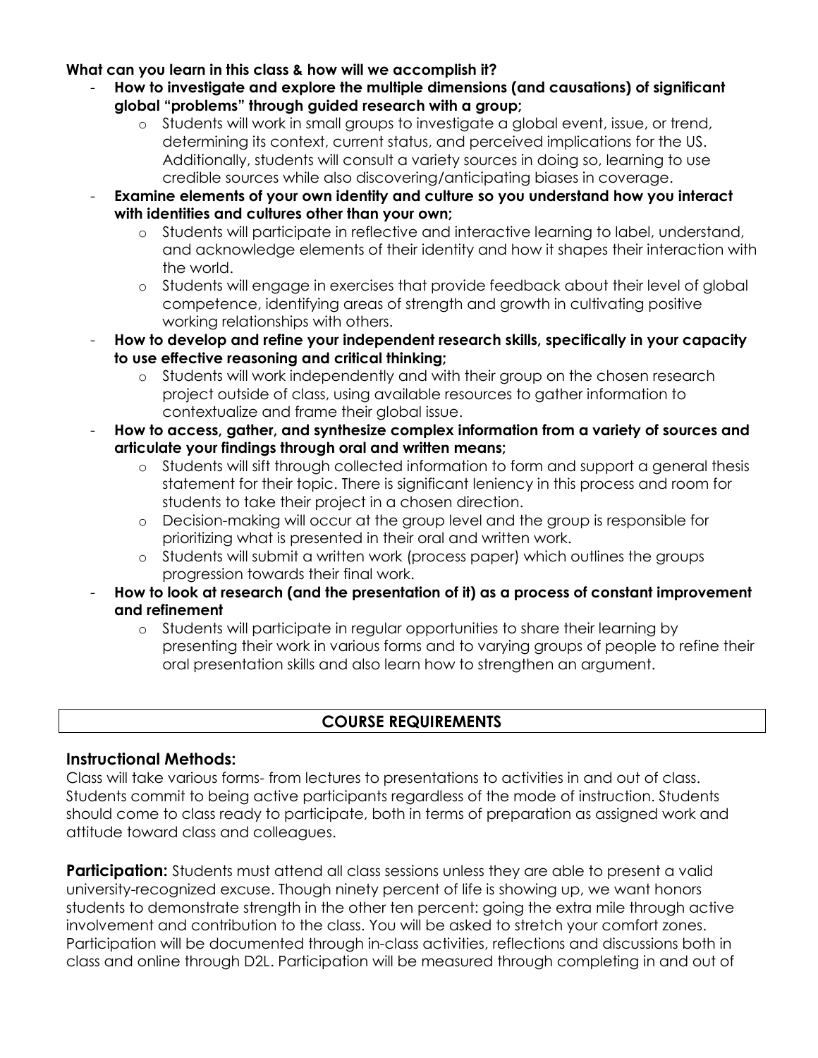**What can you learn in this class & how will we accomplish it?**

- **How to investigate and explore the multiple dimensions (and causations) of significant global "problems" through guided research with a group;**
  - Students will work in small groups to investigate a global event, issue, or trend, determining its context, current status, and perceived implications for the US. Additionally, students will consult a variety sources in doing so, learning to use credible sources while also discovering/anticipating biases in coverage.
- **Examine elements of your own identity and culture so you understand how you interact with identities and cultures other than your own;**
  - Students will participate in reflective and interactive learning to label, understand, and acknowledge elements of their identity and how it shapes their interaction with the world.
  - Students will engage in exercises that provide feedback about their level of global competence, identifying areas of strength and growth in cultivating positive working relationships with others.
- **How to develop and refine your independent research skills, specifically in your capacity to use effective reasoning and critical thinking;**
  - Students will work independently and with their group on the chosen research project outside of class, using available resources to gather information to contextualize and frame their global issue.
- **How to access, gather, and synthesize complex information from a variety of sources and articulate your findings through oral and written means;**
  - Students will sift through collected information to form and support a general thesis statement for their topic. There is significant leniency in this process and room for students to take their project in a chosen direction.
  - Decision-making will occur at the group level and the group is responsible for prioritizing what is presented in their oral and written work.
  - Students will submit a written work (process paper) which outlines the groups progression towards their final work.
- **How to look at research (and the presentation of it) as a process of constant improvement and refinement**
  - Students will participate in regular opportunities to share their learning by presenting their work in various forms and to varying groups of people to refine their oral presentation skills and also learn how to strengthen an argument.

## COURSE REQUIREMENTS

### Instructional Methods:

Class will take various forms- from lectures to presentations to activities in and out of class. Students commit to being active participants regardless of the mode of instruction. Students should come to class ready to participate, both in terms of preparation as assigned work and attitude toward class and colleagues.

**Participation:** Students must attend all class sessions unless they are able to present a valid university-recognized excuse. Though ninety percent of life is showing up, we want honors students to demonstrate strength in the other ten percent: going the extra mile through active involvement and contribution to the class. You will be asked to stretch your comfort zones. Participation will be documented through in-class activities, reflections and discussions both in class and online through D2L. Participation will be measured through completing in and out of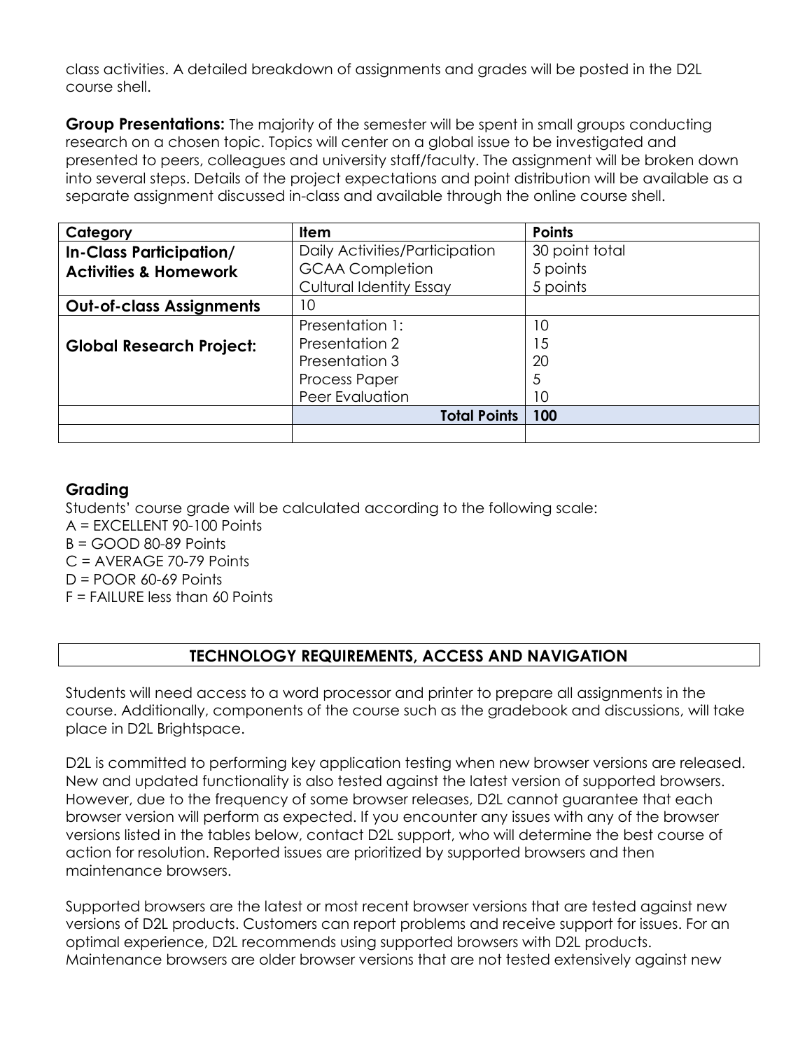class activities. A detailed breakdown of assignments and grades will be posted in the D2L course shell.

**Group Presentations:** The majority of the semester will be spent in small groups conducting research on a chosen topic. Topics will center on a global issue to be investigated and presented to peers, colleagues and university staff/faculty. The assignment will be broken down into several steps. Details of the project expectations and point distribution will be available as a separate assignment discussed in-class and available through the online course shell.

| **Category** | **Item** | **Points** |
| --- | --- | --- |
| **In-Class Participation/ Activities & Homework** | Daily Activities/Participation | 30 point total |
| | GCAA Completion | 5 points |
| | Cultural Identity Essay | 5 points |
| **Out-of-class Assignments** | 10 | |
| **Global Research Project:** | Presentation 1: | 10 |
| | Presentation 2 | 15 |
| | Presentation 3 | 20 |
| | Process Paper | 5 |
| | Peer Evaluation | 10 |
| | **Total Points** | **100** |
| | | |

## Grading

Students' course grade will be calculated according to the following scale:

A = EXCELLENT 90-100 Points
B = GOOD 80-89 Points
C = AVERAGE 70-79 Points
D = POOR 60-69 Points
F = FAILURE less than 60 Points

## TECHNOLOGY REQUIREMENTS, ACCESS AND NAVIGATION

Students will need access to a word processor and printer to prepare all assignments in the course. Additionally, components of the course such as the gradebook and discussions, will take place in D2L Brightspace.

D2L is committed to performing key application testing when new browser versions are released. New and updated functionality is also tested against the latest version of supported browsers. However, due to the frequency of some browser releases, D2L cannot guarantee that each browser version will perform as expected. If you encounter any issues with any of the browser versions listed in the tables below, contact D2L support, who will determine the best course of action for resolution. Reported issues are prioritized by supported browsers and then maintenance browsers.

Supported browsers are the latest or most recent browser versions that are tested against new versions of D2L products. Customers can report problems and receive support for issues. For an optimal experience, D2L recommends using supported browsers with D2L products. Maintenance browsers are older browser versions that are not tested extensively against new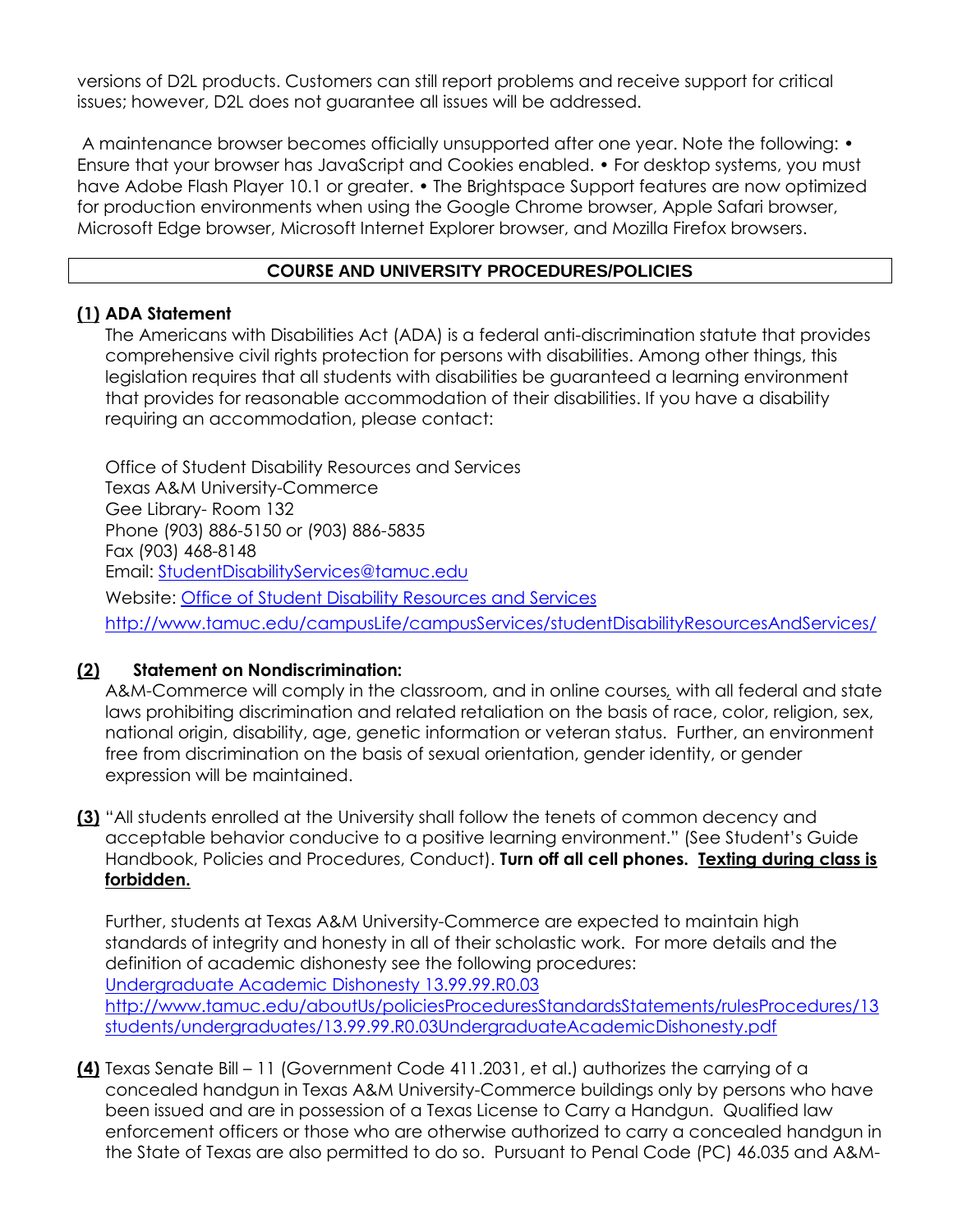versions of D2L products. Customers can still report problems and receive support for critical issues; however, D2L does not guarantee all issues will be addressed.

A maintenance browser becomes officially unsupported after one year. Note the following: • Ensure that your browser has JavaScript and Cookies enabled. • For desktop systems, you must have Adobe Flash Player 10.1 or greater. • The Brightspace Support features are now optimized for production environments when using the Google Chrome browser, Apple Safari browser, Microsoft Edge browser, Microsoft Internet Explorer browser, and Mozilla Firefox browsers.

## COURSE AND UNIVERSITY PROCEDURES/POLICIES

**(1) ADA Statement**

The Americans with Disabilities Act (ADA) is a federal anti-discrimination statute that provides comprehensive civil rights protection for persons with disabilities. Among other things, this legislation requires that all students with disabilities be guaranteed a learning environment that provides for reasonable accommodation of their disabilities. If you have a disability requiring an accommodation, please contact:

Office of Student Disability Resources and Services
Texas A&M University-Commerce
Gee Library- Room 132
Phone (903) 886-5150 or (903) 886-5835
Fax (903) 468-8148
Email: StudentDisabilityServices@tamuc.edu
Website: Office of Student Disability Resources and Services
http://www.tamuc.edu/campusLife/campusServices/studentDisabilityResourcesAndServices/

**(2) Statement on Nondiscrimination:**

A&M-Commerce will comply in the classroom, and in online courses, with all federal and state laws prohibiting discrimination and related retaliation on the basis of race, color, religion, sex, national origin, disability, age, genetic information or veteran status. Further, an environment free from discrimination on the basis of sexual orientation, gender identity, or gender expression will be maintained.

**(3)** "All students enrolled at the University shall follow the tenets of common decency and acceptable behavior conducive to a positive learning environment." (See Student's Guide Handbook, Policies and Procedures, Conduct). **Turn off all cell phones. Texting during class is forbidden.**

Further, students at Texas A&M University-Commerce are expected to maintain high standards of integrity and honesty in all of their scholastic work. For more details and the definition of academic dishonesty see the following procedures:
Undergraduate Academic Dishonesty 13.99.99.R0.03
http://www.tamuc.edu/aboutUs/policiesProceduresStandardsStatements/rulesProcedures/13students/undergraduates/13.99.99.R0.03UndergraduateAcademicDishonesty.pdf

**(4)** Texas Senate Bill – 11 (Government Code 411.2031, et al.) authorizes the carrying of a concealed handgun in Texas A&M University-Commerce buildings only by persons who have been issued and are in possession of a Texas License to Carry a Handgun. Qualified law enforcement officers or those who are otherwise authorized to carry a concealed handgun in the State of Texas are also permitted to do so. Pursuant to Penal Code (PC) 46.035 and A&M-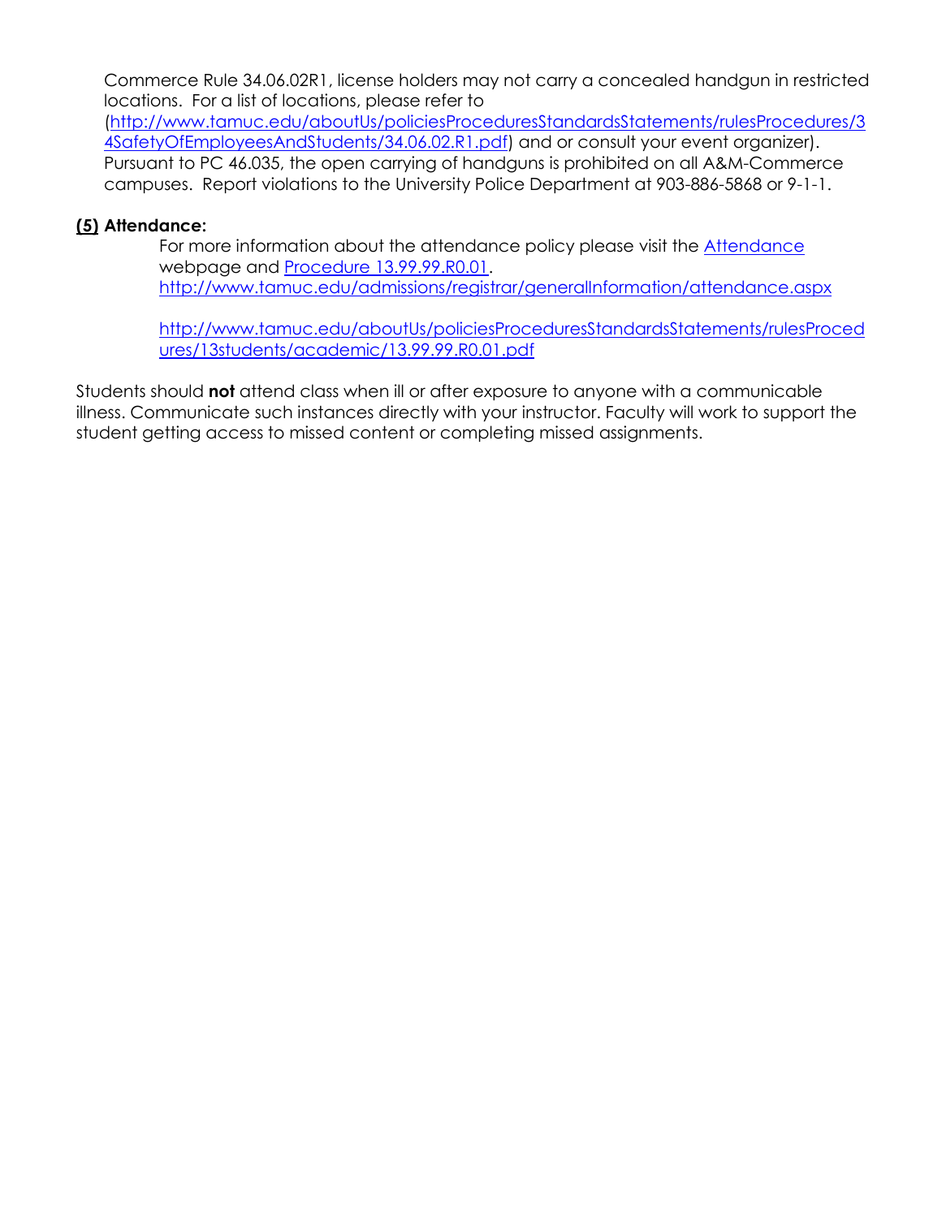Commerce Rule 34.06.02R1, license holders may not carry a concealed handgun in restricted locations. For a list of locations, please refer to (http://www.tamuc.edu/aboutUs/policiesProceduresStandardsStatements/rulesProcedures/34SafetyOfEmployeesAndStudents/34.06.02.R1.pdf) and or consult your event organizer). Pursuant to PC 46.035, the open carrying of handguns is prohibited on all A&M-Commerce campuses. Report violations to the University Police Department at 903-886-5868 or 9-1-1.

**(5) Attendance:**

For more information about the attendance policy please visit the Attendance webpage and Procedure 13.99.99.R0.01.
http://www.tamuc.edu/admissions/registrar/generalInformation/attendance.aspx

http://www.tamuc.edu/aboutUs/policiesProceduresStandardsStatements/rulesProcedures/13students/academic/13.99.99.R0.01.pdf

Students should **not** attend class when ill or after exposure to anyone with a communicable illness. Communicate such instances directly with your instructor. Faculty will work to support the student getting access to missed content or completing missed assignments.